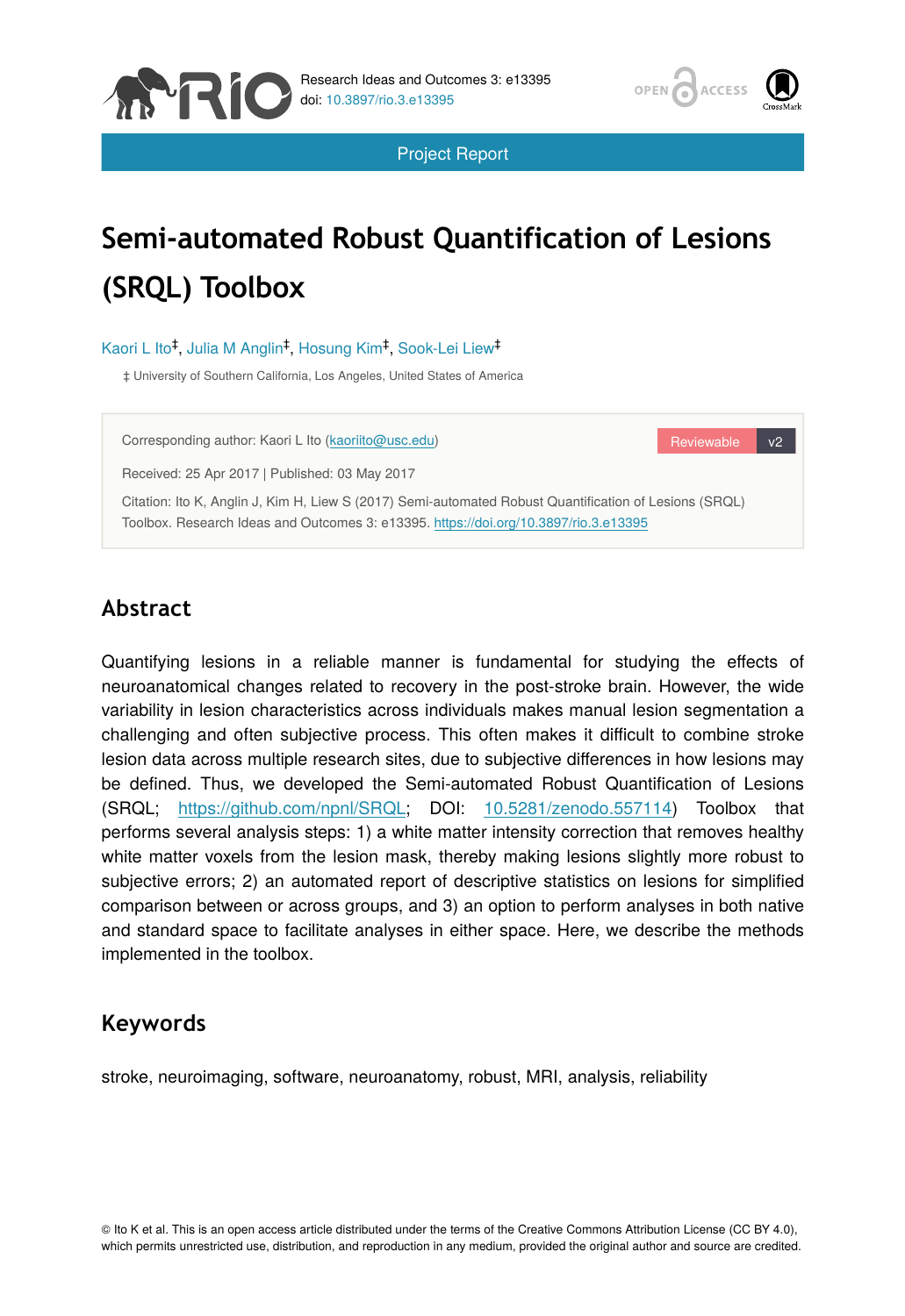Project Report

# Semi-automated Robust Quantification of Lesions (SRQL) Toolbox

Kaori L Ito[‡], Julia M Anglin[‡], Hosung Kim[‡], Sook-Lei Liew[‡]

‡ University of Southern California, Los Angeles, United States of America

Corresponding author: Kaori L Ito (kaoriito@usc.edu)

Reviewable v2

Received: 25 Apr 2017 | Published: 03 May 2017

Citation: Ito K, Anglin J, Kim H, Liew S (2017) Semi-automated Robust Quantification of Lesions (SRQL) Toolbox. Research Ideas and Outcomes 3: e13395. https://doi.org/10.3897/rio.3.e13395

## Abstract

Quantifying lesions in a reliable manner is fundamental for studying the effects of neuroanatomical changes related to recovery in the post-stroke brain. However, the wide variability in lesion characteristics across individuals makes manual lesion segmentation a challenging and often subjective process. This often makes it difficult to combine stroke lesion data across multiple research sites, due to subjective differences in how lesions may be defined. Thus, we developed the Semi-automated Robust Quantification of Lesions (SRQL; https://github.com/npnl/SRQL; DOI: 10.5281/zenodo.557114) Toolbox that performs several analysis steps: 1) a white matter intensity correction that removes healthy white matter voxels from the lesion mask, thereby making lesions slightly more robust to subjective errors; 2) an automated report of descriptive statistics on lesions for simplified comparison between or across groups, and 3) an option to perform analyses in both native and standard space to facilitate analyses in either space. Here, we describe the methods implemented in the toolbox.

## Keywords

stroke, neuroimaging, software, neuroanatomy, robust, MRI, analysis, reliability

© Ito K et al. This is an open access article distributed under the terms of the Creative Commons Attribution License (CC BY 4.0), which permits unrestricted use, distribution, and reproduction in any medium, provided the original author and source are credited.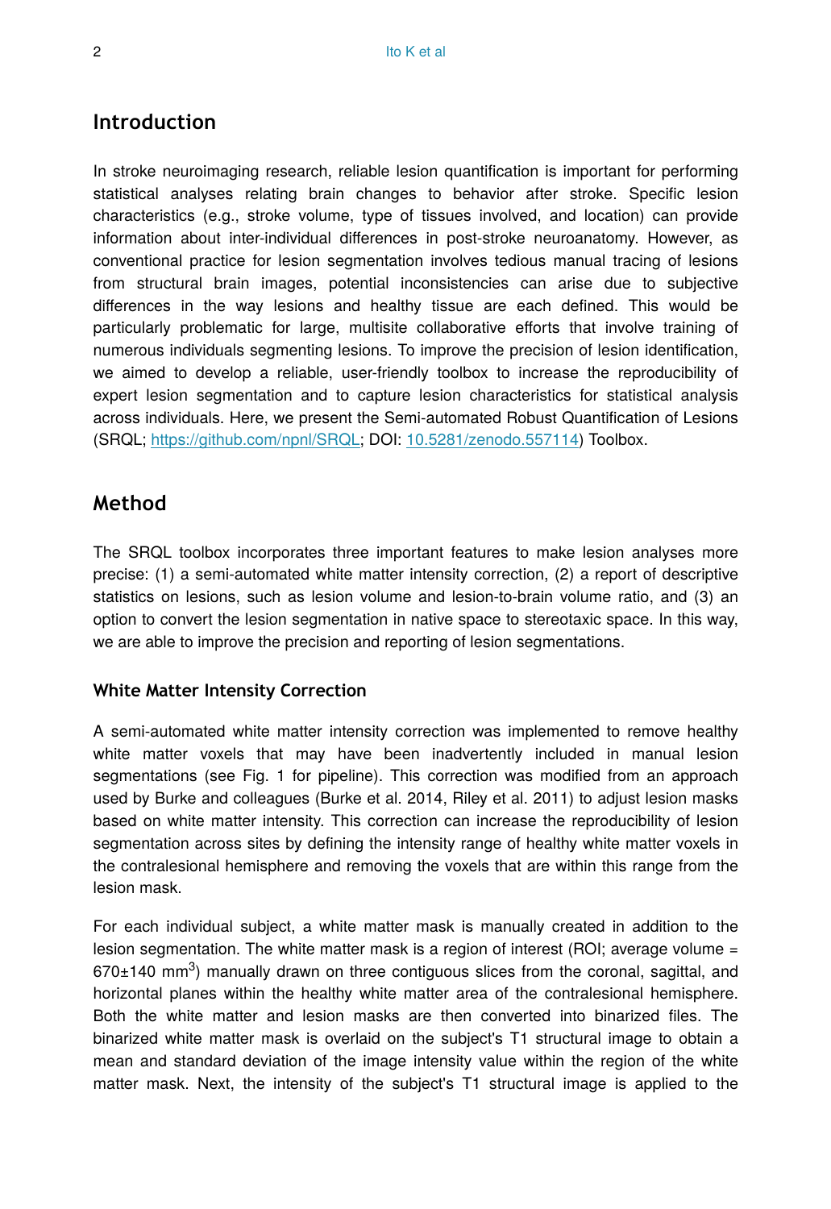## Introduction

In stroke neuroimaging research, reliable lesion quantification is important for performing statistical analyses relating brain changes to behavior after stroke. Specific lesion characteristics (e.g., stroke volume, type of tissues involved, and location) can provide information about inter-individual differences in post-stroke neuroanatomy. However, as conventional practice for lesion segmentation involves tedious manual tracing of lesions from structural brain images, potential inconsistencies can arise due to subjective differences in the way lesions and healthy tissue are each defined. This would be particularly problematic for large, multisite collaborative efforts that involve training of numerous individuals segmenting lesions. To improve the precision of lesion identification, we aimed to develop a reliable, user-friendly toolbox to increase the reproducibility of expert lesion segmentation and to capture lesion characteristics for statistical analysis across individuals. Here, we present the Semi-automated Robust Quantification of Lesions (SRQL; https://github.com/npnl/SRQL; DOI: 10.5281/zenodo.557114) Toolbox.

## Method

The SRQL toolbox incorporates three important features to make lesion analyses more precise: (1) a semi-automated white matter intensity correction, (2) a report of descriptive statistics on lesions, such as lesion volume and lesion-to-brain volume ratio, and (3) an option to convert the lesion segmentation in native space to stereotaxic space. In this way, we are able to improve the precision and reporting of lesion segmentations.

### White Matter Intensity Correction

A semi-automated white matter intensity correction was implemented to remove healthy white matter voxels that may have been inadvertently included in manual lesion segmentations (see Fig. 1 for pipeline). This correction was modified from an approach used by Burke and colleagues (Burke et al. 2014, Riley et al. 2011) to adjust lesion masks based on white matter intensity. This correction can increase the reproducibility of lesion segmentation across sites by defining the intensity range of healthy white matter voxels in the contralesional hemisphere and removing the voxels that are within this range from the lesion mask.

For each individual subject, a white matter mask is manually created in addition to the lesion segmentation. The white matter mask is a region of interest (ROI; average volume = 670±140 mm$^3$) manually drawn on three contiguous slices from the coronal, sagittal, and horizontal planes within the healthy white matter area of the contralesional hemisphere. Both the white matter and lesion masks are then converted into binarized files. The binarized white matter mask is overlaid on the subject's T1 structural image to obtain a mean and standard deviation of the image intensity value within the region of the white matter mask. Next, the intensity of the subject's T1 structural image is applied to the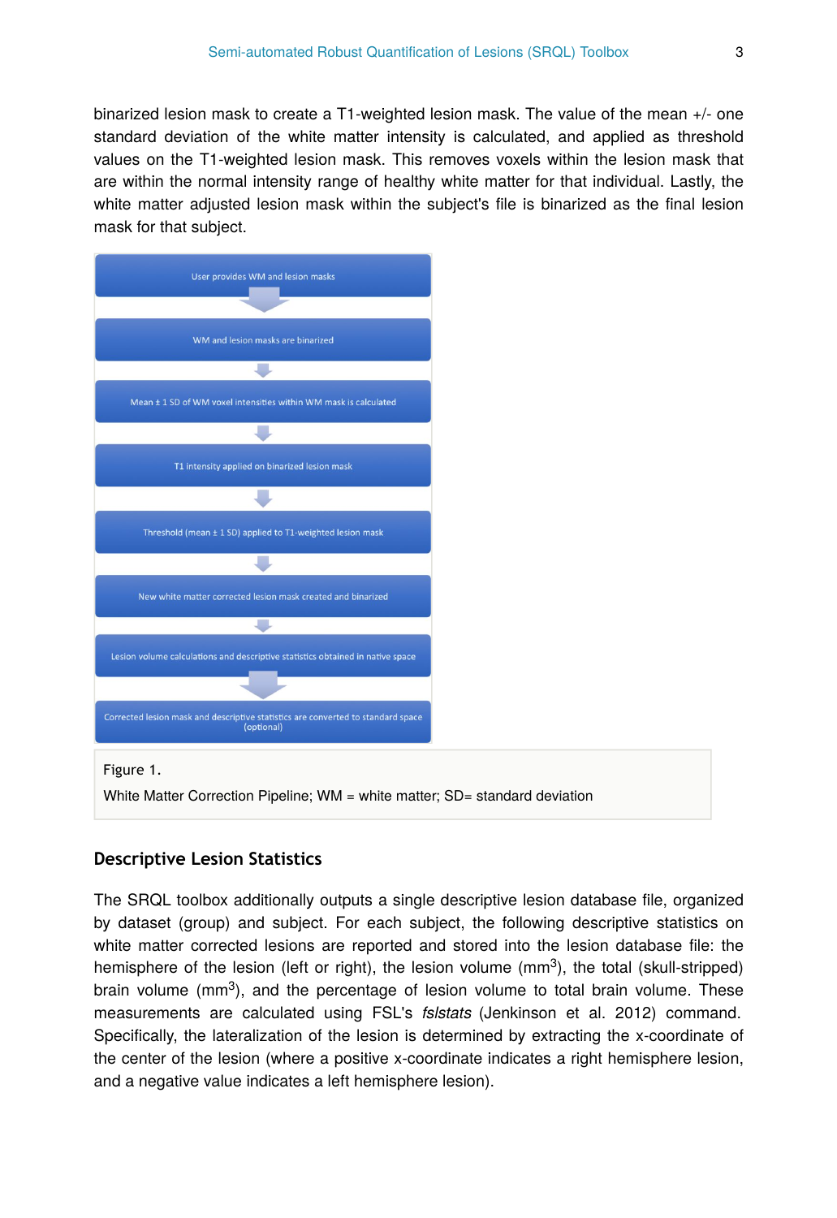binarized lesion mask to create a T1-weighted lesion mask. The value of the mean +/- one standard deviation of the white matter intensity is calculated, and applied as threshold values on the T1-weighted lesion mask. This removes voxels within the lesion mask that are within the normal intensity range of healthy white matter for that individual. Lastly, the white matter adjusted lesion mask within the subject's file is binarized as the final lesion mask for that subject.

User provides WM and lesion masks

↓

WM and lesion masks are binarized

↓

Mean ± 1 SD of WM voxel intensities within WM mask is calculated

↓

T1 intensity applied on binarized lesion mask

↓

Threshold (mean ± 1 SD) applied to T1-weighted lesion mask

↓

New white matter corrected lesion mask created and binarized

↓

Lesion volume calculations and descriptive statistics obtained in native space

↓

Corrected lesion mask and descriptive statistics are converted to standard space (optional)

Figure 1.

White Matter Correction Pipeline; WM = white matter; SD= standard deviation

## Descriptive Lesion Statistics

The SRQL toolbox additionally outputs a single descriptive lesion database file, organized by dataset (group) and subject. For each subject, the following descriptive statistics on white matter corrected lesions are reported and stored into the lesion database file: the hemisphere of the lesion (left or right), the lesion volume ($mm^3$), the total (skull-stripped) brain volume ($mm^3$), and the percentage of lesion volume to total brain volume. These measurements are calculated using FSL's *fslstats* (Jenkinson et al. 2012) command. Specifically, the lateralization of the lesion is determined by extracting the x-coordinate of the center of the lesion (where a positive x-coordinate indicates a right hemisphere lesion, and a negative value indicates a left hemisphere lesion).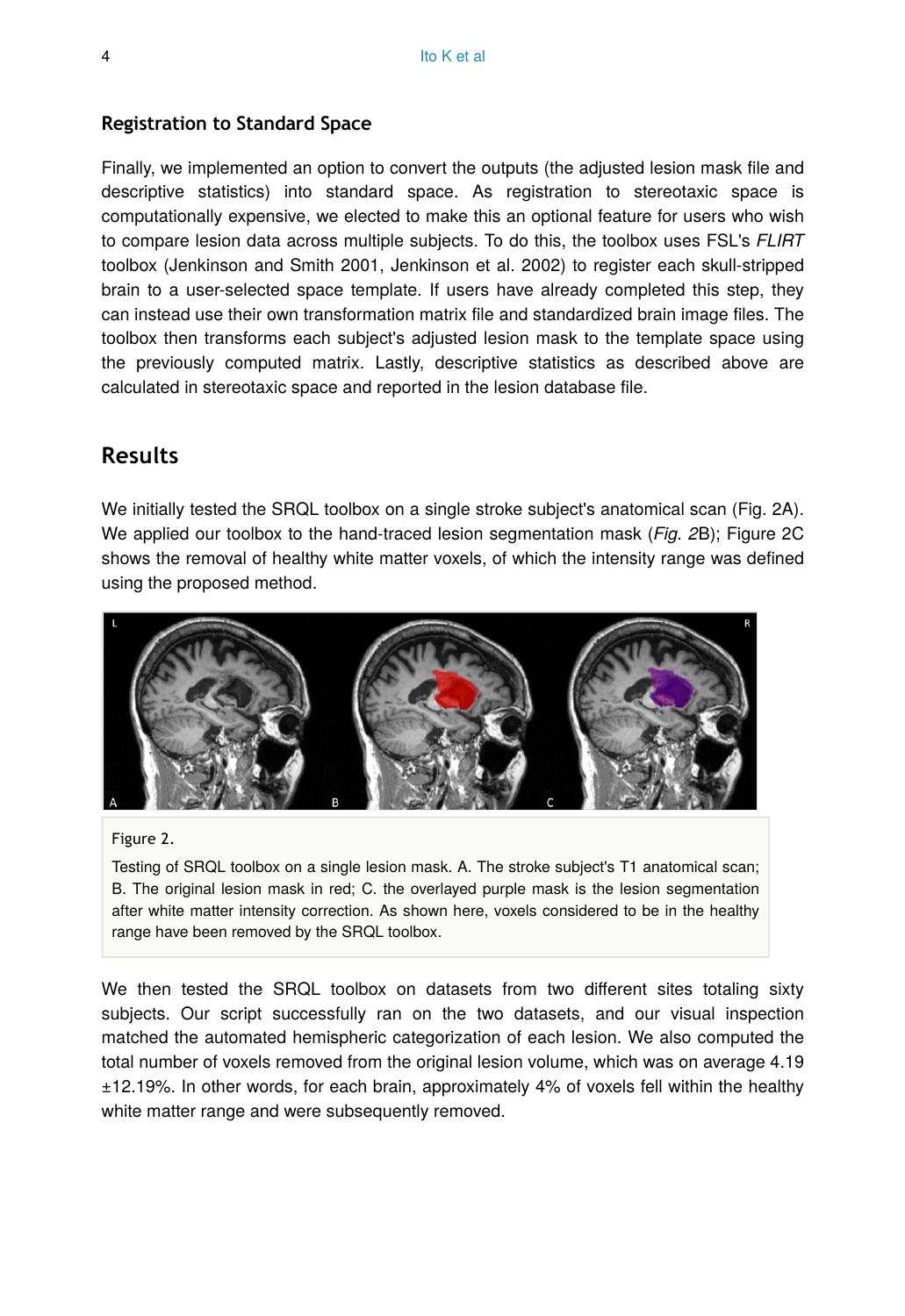### Registration to Standard Space

Finally, we implemented an option to convert the outputs (the adjusted lesion mask file and descriptive statistics) into standard space. As registration to stereotaxic space is computationally expensive, we elected to make this an optional feature for users who wish to compare lesion data across multiple subjects. To do this, the toolbox uses FSL's *FLIRT* toolbox (Jenkinson and Smith 2001, Jenkinson et al. 2002) to register each skull-stripped brain to a user-selected space template. If users have already completed this step, they can instead use their own transformation matrix file and standardized brain image files. The toolbox then transforms each subject's adjusted lesion mask to the template space using the previously computed matrix. Lastly, descriptive statistics as described above are calculated in stereotaxic space and reported in the lesion database file.

## Results

We initially tested the SRQL toolbox on a single stroke subject's anatomical scan (Fig. 2A). We applied our toolbox to the hand-traced lesion segmentation mask (*Fig. 2*B); Figure 2C shows the removal of healthy white matter voxels, of which the intensity range was defined using the proposed method.

Figure 2.

Testing of SRQL toolbox on a single lesion mask. A. The stroke subject's T1 anatomical scan; B. The original lesion mask in red; C. the overlayed purple mask is the lesion segmentation after white matter intensity correction. As shown here, voxels considered to be in the healthy range have been removed by the SRQL toolbox.

We then tested the SRQL toolbox on datasets from two different sites totaling sixty subjects. Our script successfully ran on the two datasets, and our visual inspection matched the automated hemispheric categorization of each lesion. We also computed the total number of voxels removed from the original lesion volume, which was on average 4.19 ±12.19%. In other words, for each brain, approximately 4% of voxels fell within the healthy white matter range and were subsequently removed.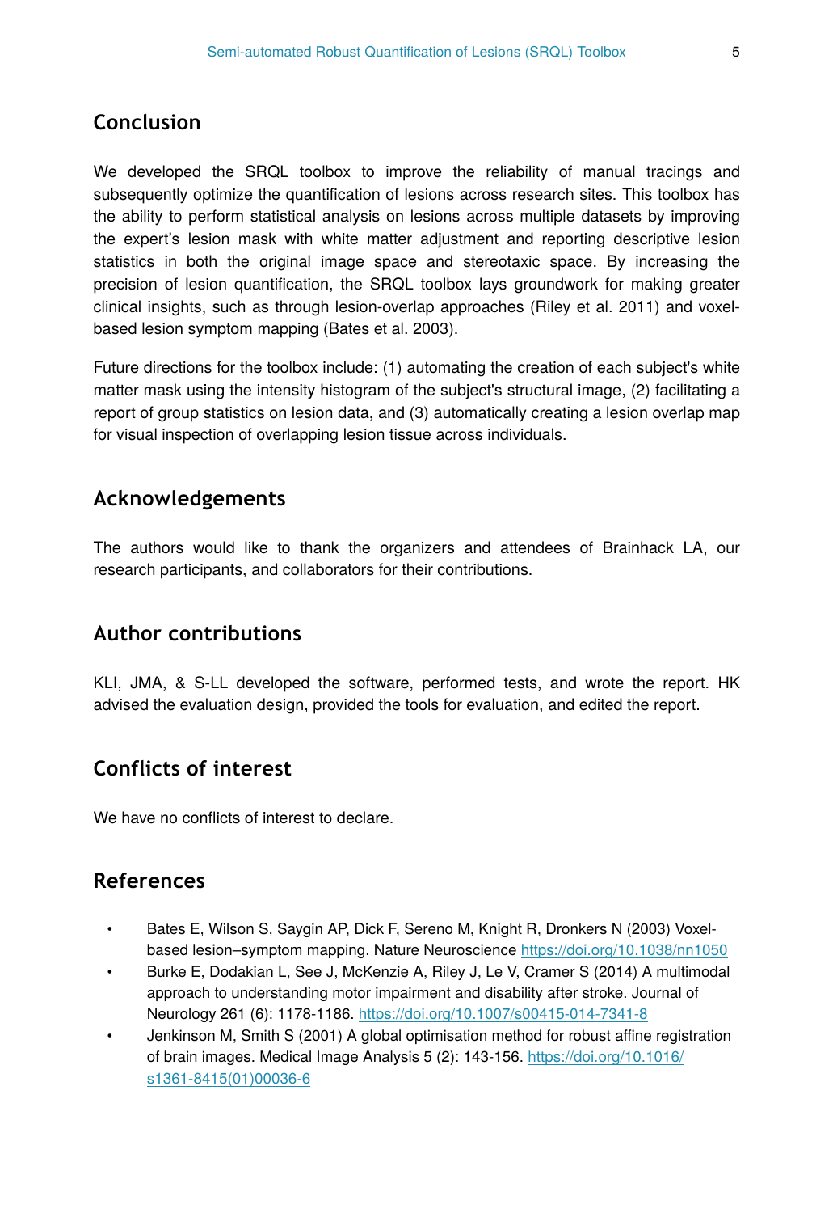## Conclusion

We developed the SRQL toolbox to improve the reliability of manual tracings and subsequently optimize the quantification of lesions across research sites. This toolbox has the ability to perform statistical analysis on lesions across multiple datasets by improving the expert's lesion mask with white matter adjustment and reporting descriptive lesion statistics in both the original image space and stereotaxic space. By increasing the precision of lesion quantification, the SRQL toolbox lays groundwork for making greater clinical insights, such as through lesion-overlap approaches (Riley et al. 2011) and voxel-based lesion symptom mapping (Bates et al. 2003).

Future directions for the toolbox include: (1) automating the creation of each subject's white matter mask using the intensity histogram of the subject's structural image, (2) facilitating a report of group statistics on lesion data, and (3) automatically creating a lesion overlap map for visual inspection of overlapping lesion tissue across individuals.

## Acknowledgements

The authors would like to thank the organizers and attendees of Brainhack LA, our research participants, and collaborators for their contributions.

## Author contributions

KLI, JMA, & S-LL developed the software, performed tests, and wrote the report. HK advised the evaluation design, provided the tools for evaluation, and edited the report.

## Conflicts of interest

We have no conflicts of interest to declare.

## References

- Bates E, Wilson S, Saygin AP, Dick F, Sereno M, Knight R, Dronkers N (2003) Voxel-based lesion–symptom mapping. Nature Neuroscience https://doi.org/10.1038/nn1050
- Burke E, Dodakian L, See J, McKenzie A, Riley J, Le V, Cramer S (2014) A multimodal approach to understanding motor impairment and disability after stroke. Journal of Neurology 261 (6): 1178-1186. https://doi.org/10.1007/s00415-014-7341-8
- Jenkinson M, Smith S (2001) A global optimisation method for robust affine registration of brain images. Medical Image Analysis 5 (2): 143-156. https://doi.org/10.1016/s1361-8415(01)00036-6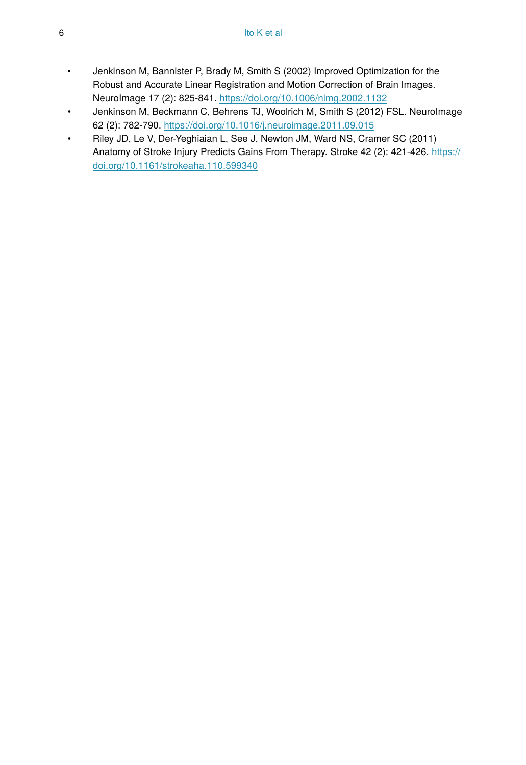- Jenkinson M, Bannister P, Brady M, Smith S (2002) Improved Optimization for the Robust and Accurate Linear Registration and Motion Correction of Brain Images. NeuroImage 17 (2): 825-841. https://doi.org/10.1006/nimg.2002.1132
- Jenkinson M, Beckmann C, Behrens TJ, Woolrich M, Smith S (2012) FSL. NeuroImage 62 (2): 782-790. https://doi.org/10.1016/j.neuroimage.2011.09.015
- Riley JD, Le V, Der-Yeghiaian L, See J, Newton JM, Ward NS, Cramer SC (2011) Anatomy of Stroke Injury Predicts Gains From Therapy. Stroke 42 (2): 421-426. https://doi.org/10.1161/strokeaha.110.599340